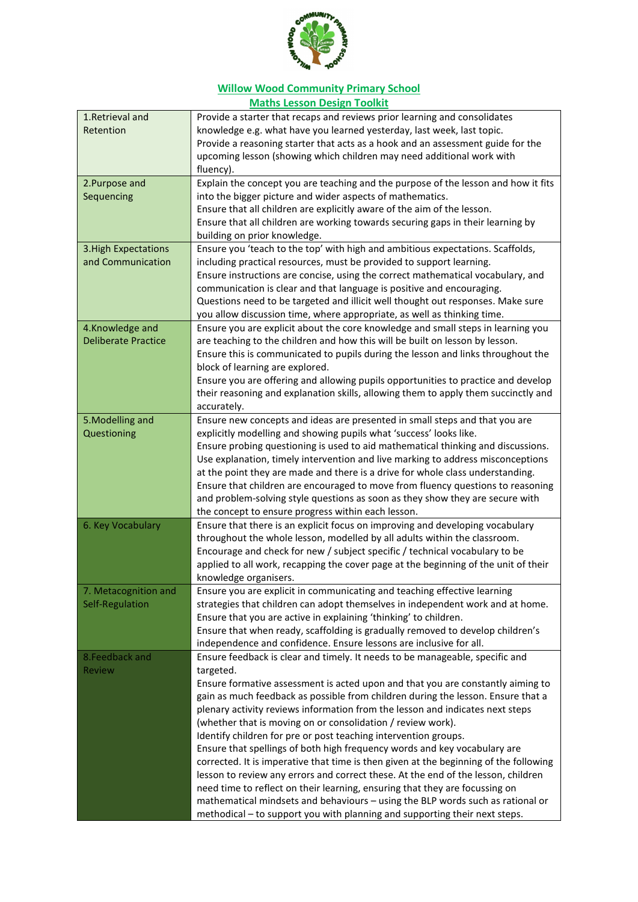# Willow Wood Community Primary School

## Maths Lesson Design Toolkit

| | |
|---|---|
| 1.Retrieval and Retention | Provide a starter that recaps and reviews prior learning and consolidates knowledge e.g. what have you learned yesterday, last week, last topic.<br>Provide a reasoning starter that acts as a hook and an assessment guide for the upcoming lesson (showing which children may need additional work with fluency). |
| 2.Purpose and Sequencing | Explain the concept you are teaching and the purpose of the lesson and how it fits into the bigger picture and wider aspects of mathematics.<br>Ensure that all children are explicitly aware of the aim of the lesson.<br>Ensure that all children are working towards securing gaps in their learning by building on prior knowledge. |
| 3.High Expectations and Communication | Ensure you 'teach to the top' with high and ambitious expectations. Scaffolds, including practical resources, must be provided to support learning.<br>Ensure instructions are concise, using the correct mathematical vocabulary, and communication is clear and that language is positive and encouraging.<br>Questions need to be targeted and illicit well thought out responses. Make sure you allow discussion time, where appropriate, as well as thinking time. |
| 4.Knowledge and Deliberate Practice | Ensure you are explicit about the core knowledge and small steps in learning you are teaching to the children and how this will be built on lesson by lesson.<br>Ensure this is communicated to pupils during the lesson and links throughout the block of learning are explored.<br>Ensure you are offering and allowing pupils opportunities to practice and develop their reasoning and explanation skills, allowing them to apply them succinctly and accurately. |
| 5.Modelling and Questioning | Ensure new concepts and ideas are presented in small steps and that you are explicitly modelling and showing pupils what 'success' looks like.<br>Ensure probing questioning is used to aid mathematical thinking and discussions.<br>Use explanation, timely intervention and live marking to address misconceptions at the point they are made and there is a drive for whole class understanding.<br>Ensure that children are encouraged to move from fluency questions to reasoning and problem-solving style questions as soon as they show they are secure with the concept to ensure progress within each lesson. |
| 6. Key Vocabulary | Ensure that there is an explicit focus on improving and developing vocabulary throughout the whole lesson, modelled by all adults within the classroom.<br>Encourage and check for new / subject specific / technical vocabulary to be applied to all work, recapping the cover page at the beginning of the unit of their knowledge organisers. |
| 7. Metacognition and Self-Regulation | Ensure you are explicit in communicating and teaching effective learning strategies that children can adopt themselves in independent work and at home.<br>Ensure that you are active in explaining 'thinking' to children.<br>Ensure that when ready, scaffolding is gradually removed to develop children's independence and confidence. Ensure lessons are inclusive for all. |
| 8.Feedback and Review | Ensure feedback is clear and timely. It needs to be manageable, specific and targeted.<br>Ensure formative assessment is acted upon and that you are constantly aiming to gain as much feedback as possible from children during the lesson. Ensure that a plenary activity reviews information from the lesson and indicates next steps (whether that is moving on or consolidation / review work).<br>Identify children for pre or post teaching intervention groups.<br>Ensure that spellings of both high frequency words and key vocabulary are corrected. It is imperative that time is then given at the beginning of the following lesson to review any errors and correct these. At the end of the lesson, children need time to reflect on their learning, ensuring that they are focussing on mathematical mindsets and behaviours – using the BLP words such as rational or methodical – to support you with planning and supporting their next steps. |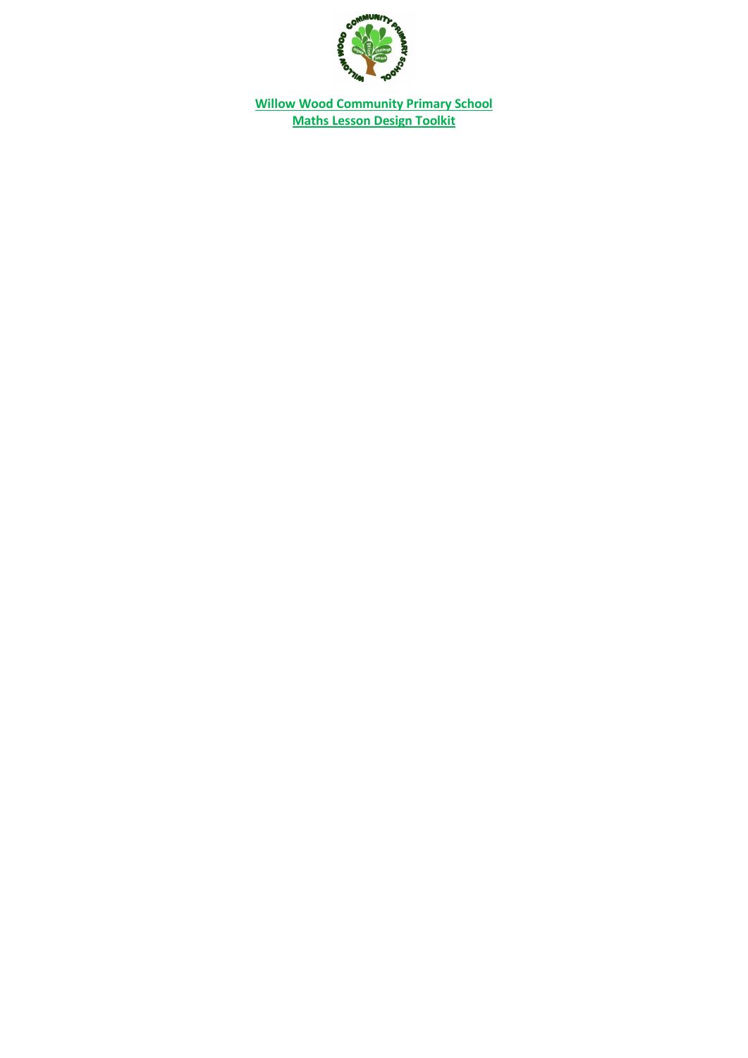**Willow Wood Community Primary School**
**Maths Lesson Design Toolkit**